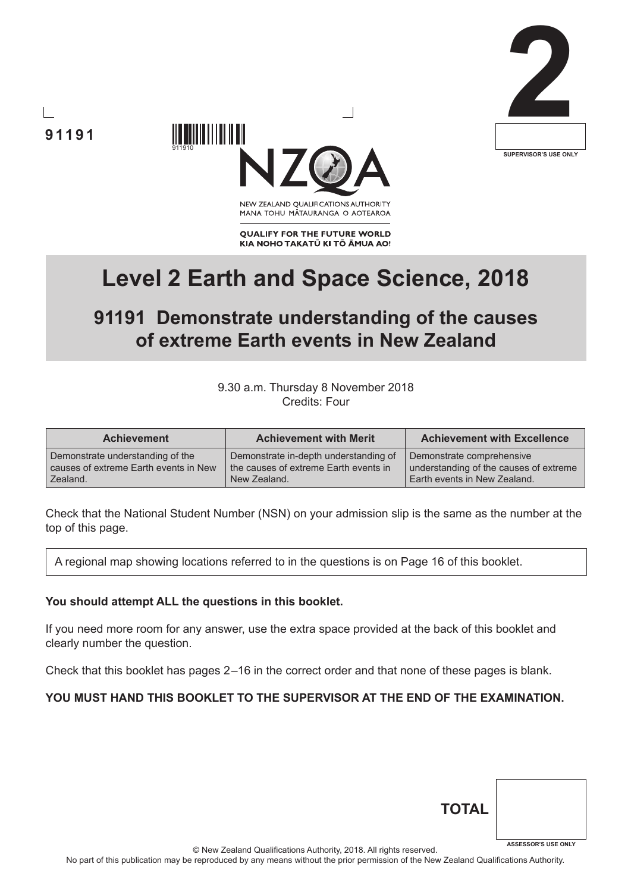91191

2

SUPERVISOR'S USE ONLY

NEW ZEALAND QUALIFICATIONS AUTHORITY
MANA TOHU MĀTAURANGA O AOTEAROA

QUALIFY FOR THE FUTURE WORLD
KIA NOHO TAKATŪ KI TŌ ĀMUA AO!

# Level 2 Earth and Space Science, 2018

## 91191 Demonstrate understanding of the causes of extreme Earth events in New Zealand

9.30 a.m. Thursday 8 November 2018
Credits: Four

| Achievement | Achievement with Merit | Achievement with Excellence |
|---|---|---|
| Demonstrate understanding of the causes of extreme Earth events in New Zealand. | Demonstrate in-depth understanding of the causes of extreme Earth events in New Zealand. | Demonstrate comprehensive understanding of the causes of extreme Earth events in New Zealand. |

Check that the National Student Number (NSN) on your admission slip is the same as the number at the top of this page.

A regional map showing locations referred to in the questions is on Page 16 of this booklet.

**You should attempt ALL the questions in this booklet.**

If you need more room for any answer, use the extra space provided at the back of this booklet and clearly number the question.

Check that this booklet has pages 2–16 in the correct order and that none of these pages is blank.

**YOU MUST HAND THIS BOOKLET TO THE SUPERVISOR AT THE END OF THE EXAMINATION.**

**TOTAL**

ASSESSOR'S USE ONLY

© New Zealand Qualifications Authority, 2018. All rights reserved.
No part of this publication may be reproduced by any means without the prior permission of the New Zealand Qualifications Authority.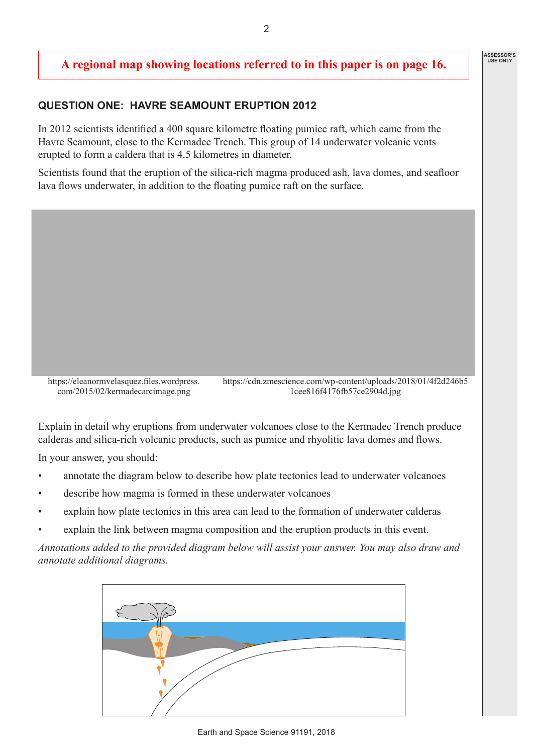**A regional map showing locations referred to in this paper is on page 16.**

## QUESTION ONE: HAVRE SEAMOUNT ERUPTION 2012

In 2012 scientists identified a 400 square kilometre floating pumice raft, which came from the Havre Seamount, close to the Kermadec Trench. This group of 14 underwater volcanic vents erupted to form a caldera that is 4.5 kilometres in diameter.

Scientists found that the eruption of the silica-rich magma produced ash, lava domes, and seafloor lava flows underwater, in addition to the floating pumice raft on the surface.

https://eleanormvelasquez.files.wordpress.com/2015/02/kermadecarcimage.png

https://cdn.zmescience.com/wp-content/uploads/2018/01/4f2d246b51cee816f4176fb57ce2904d.jpg

Explain in detail why eruptions from underwater volcanoes close to the Kermadec Trench produce calderas and silica-rich volcanic products, such as pumice and rhyolitic lava domes and flows.

In your answer, you should:

- annotate the diagram below to describe how plate tectonics lead to underwater volcanoes
- describe how magma is formed in these underwater volcanoes
- explain how plate tectonics in this area can lead to the formation of underwater calderas
- explain the link between magma composition and the eruption products in this event.

*Annotations added to the provided diagram below will assist your answer. You may also draw and annotate additional diagrams.*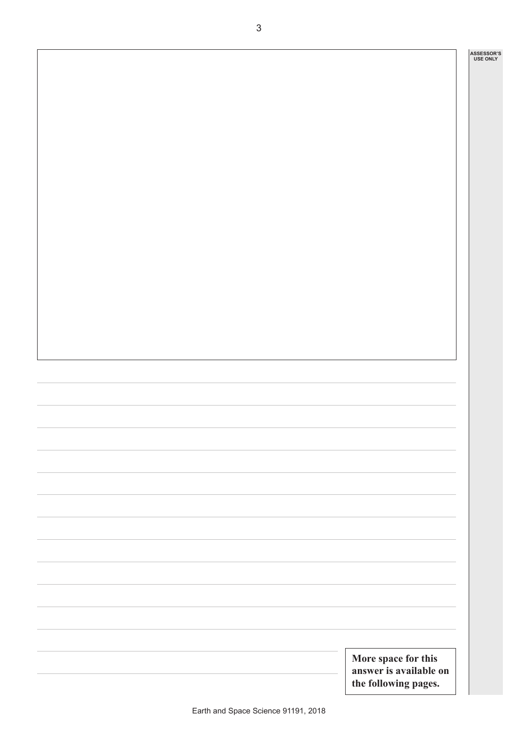**More space for this answer is available on the following pages.**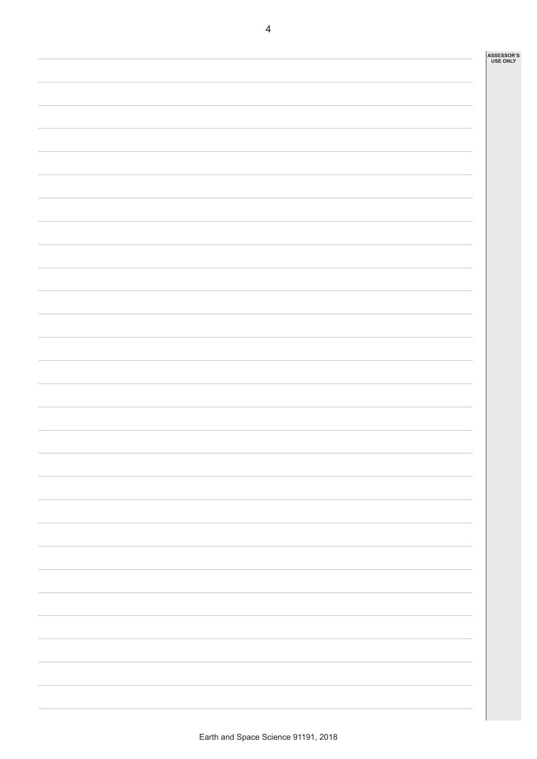ASSESSOR'S USE ONLY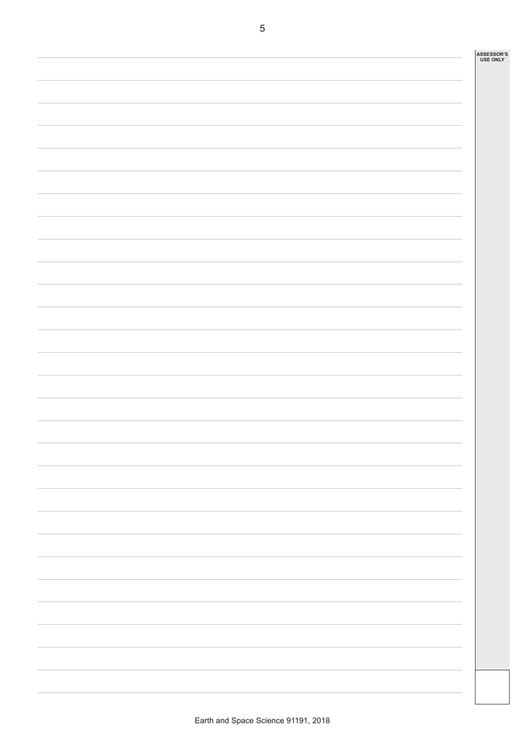ASSESSOR'S USE ONLY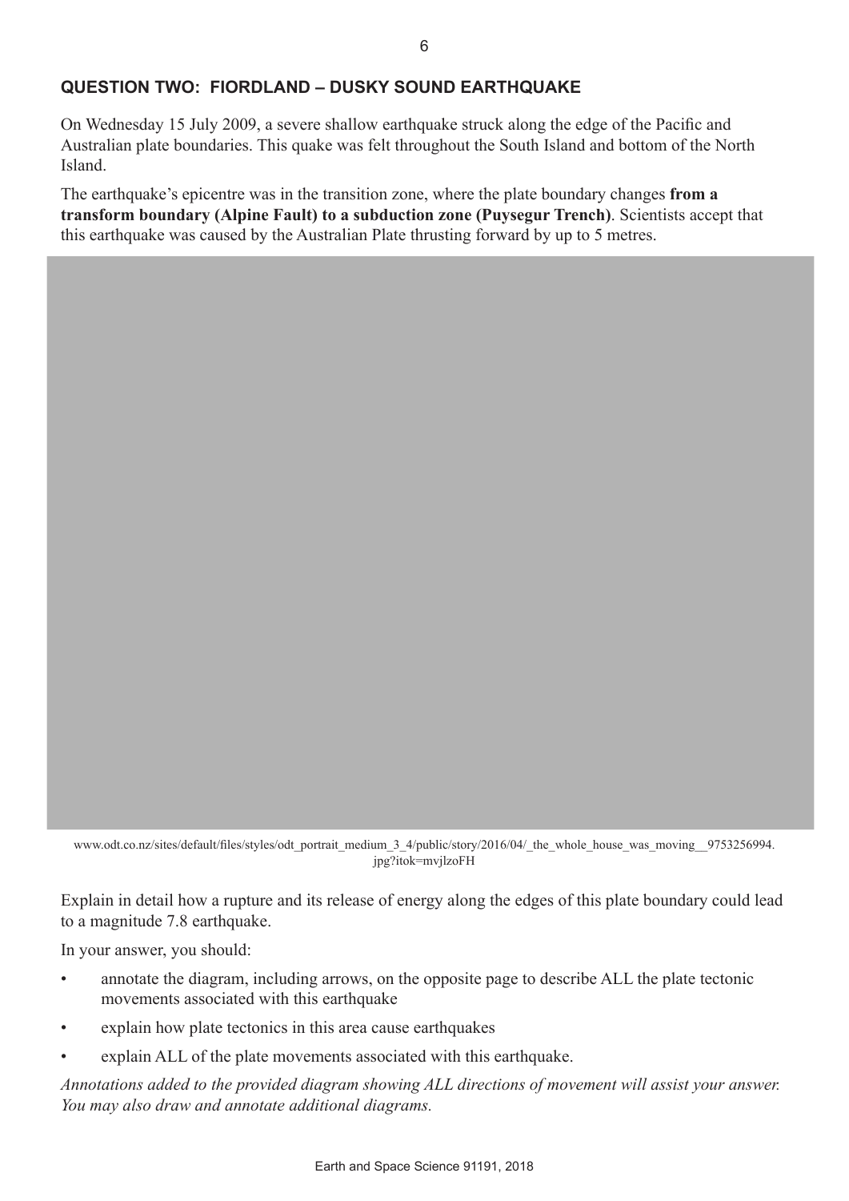## QUESTION TWO: FIORDLAND – DUSKY SOUND EARTHQUAKE

On Wednesday 15 July 2009, a severe shallow earthquake struck along the edge of the Pacific and Australian plate boundaries. This quake was felt throughout the South Island and bottom of the North Island.

The earthquake's epicentre was in the transition zone, where the plate boundary changes **from a transform boundary (Alpine Fault) to a subduction zone (Puysegur Trench)**. Scientists accept that this earthquake was caused by the Australian Plate thrusting forward by up to 5 metres.

www.odt.co.nz/sites/default/files/styles/odt_portrait_medium_3_4/public/story/2016/04/_the_whole_house_was_moving__9753256994.jpg?itok=mvjlzoFH

Explain in detail how a rupture and its release of energy along the edges of this plate boundary could lead to a magnitude 7.8 earthquake.

In your answer, you should:

- annotate the diagram, including arrows, on the opposite page to describe ALL the plate tectonic movements associated with this earthquake
- explain how plate tectonics in this area cause earthquakes
- explain ALL of the plate movements associated with this earthquake.

*Annotations added to the provided diagram showing ALL directions of movement will assist your answer. You may also draw and annotate additional diagrams.*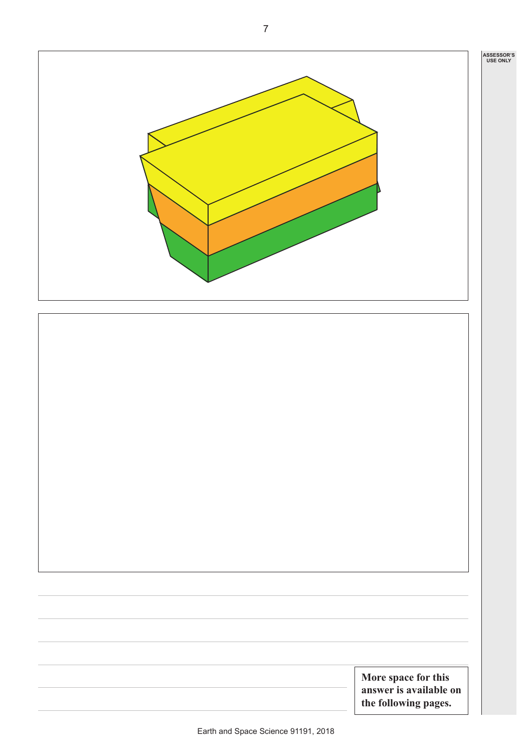More space for this answer is available on the following pages.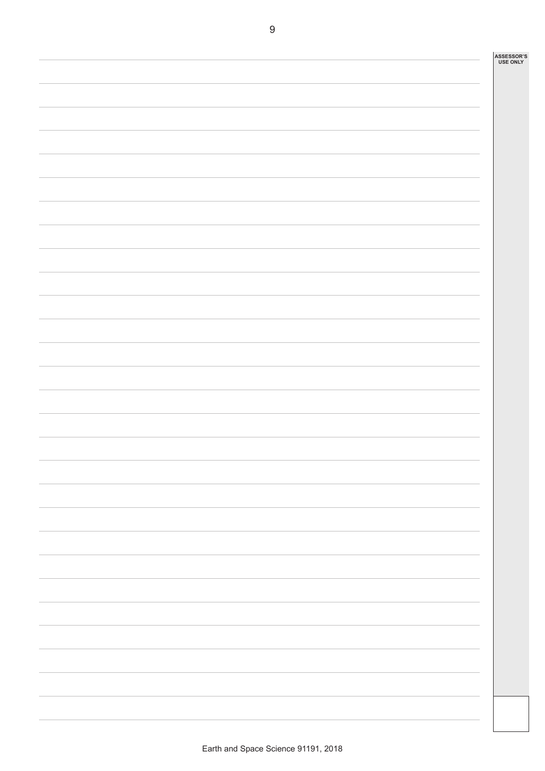ASSESSOR'S USE ONLY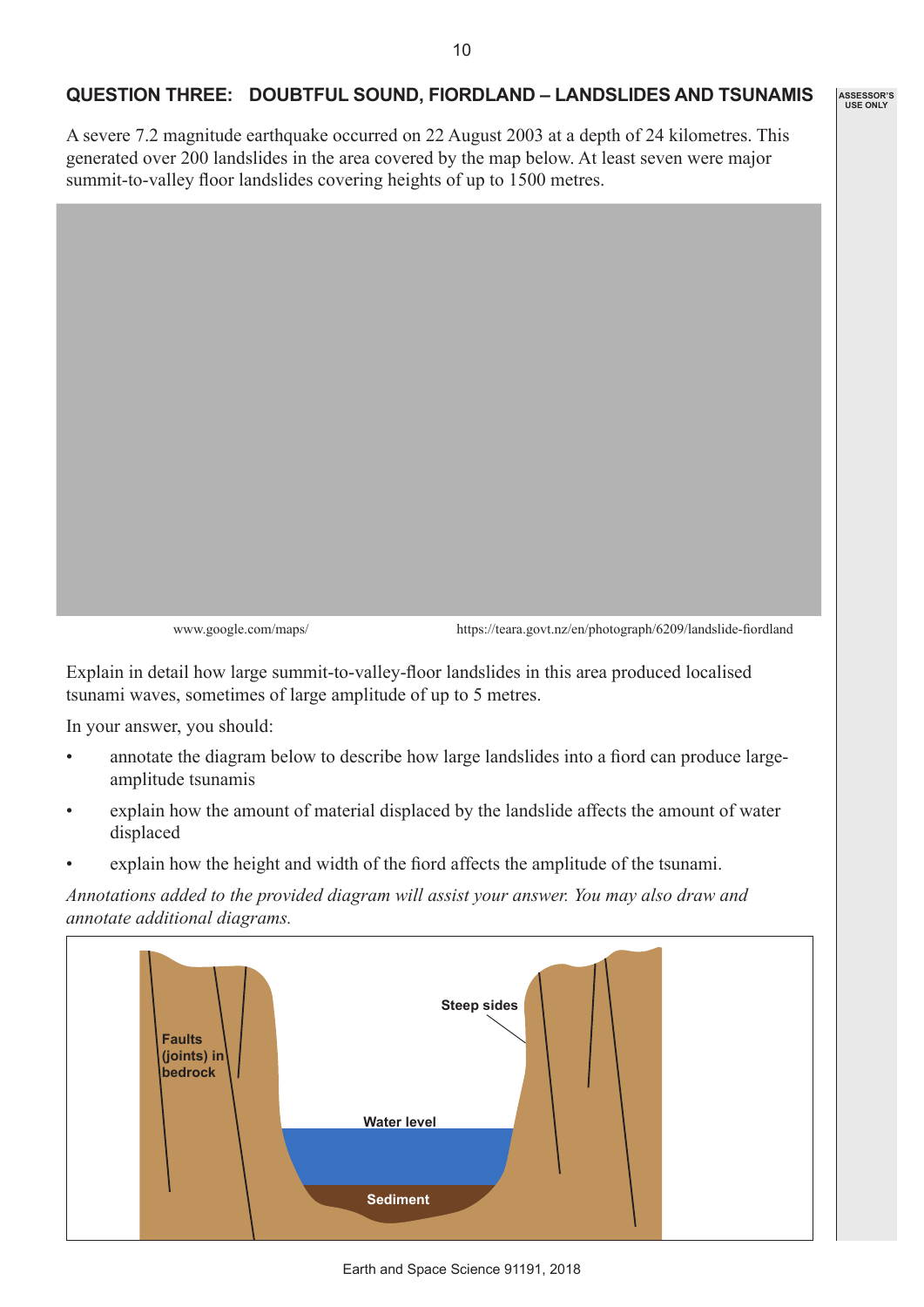## QUESTION THREE: DOUBTFUL SOUND, FIORDLAND – LANDSLIDES AND TSUNAMIS

A severe 7.2 magnitude earthquake occurred on 22 August 2003 at a depth of 24 kilometres. This generated over 200 landslides in the area covered by the map below. At least seven were major summit-to-valley floor landslides covering heights of up to 1500 metres.

www.google.com/maps/ https://teara.govt.nz/en/photograph/6209/landslide-fiordland

Explain in detail how large summit-to-valley-floor landslides in this area produced localised tsunami waves, sometimes of large amplitude of up to 5 metres.

In your answer, you should:

- annotate the diagram below to describe how large landslides into a fiord can produce large-amplitude tsunamis
- explain how the amount of material displaced by the landslide affects the amount of water displaced
- explain how the height and width of the fiord affects the amplitude of the tsunami.

*Annotations added to the provided diagram will assist your answer. You may also draw and annotate additional diagrams.*

Faults (joints) in bedrock

Steep sides

Water level

Sediment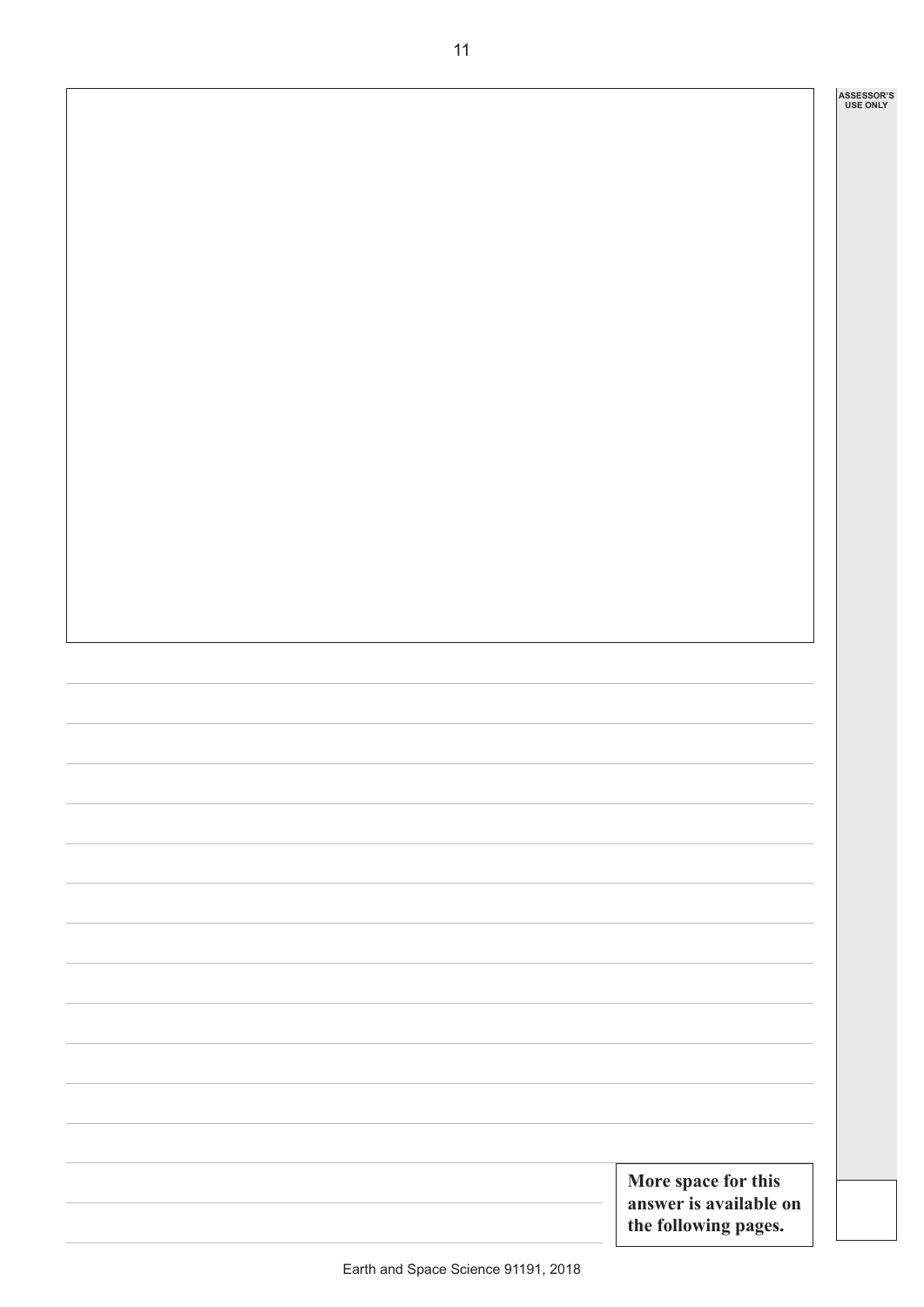**More space for this answer is available on the following pages.**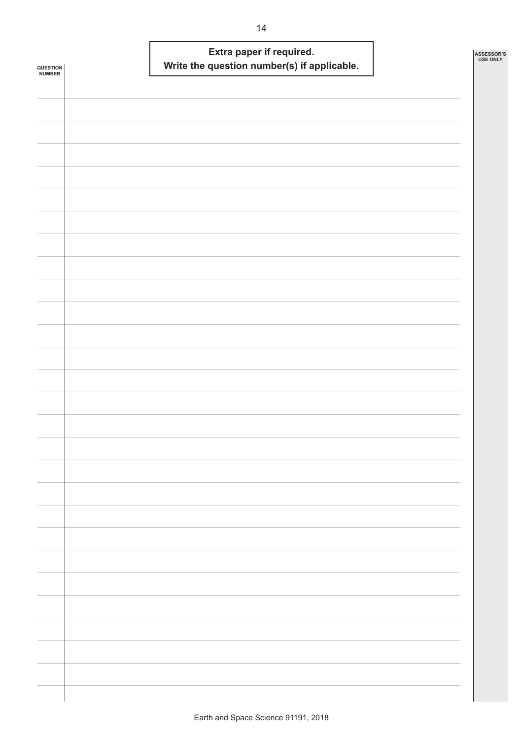**Extra paper if required.**
**Write the question number(s) if applicable.**

QUESTION NUMBER

ASSESSOR'S USE ONLY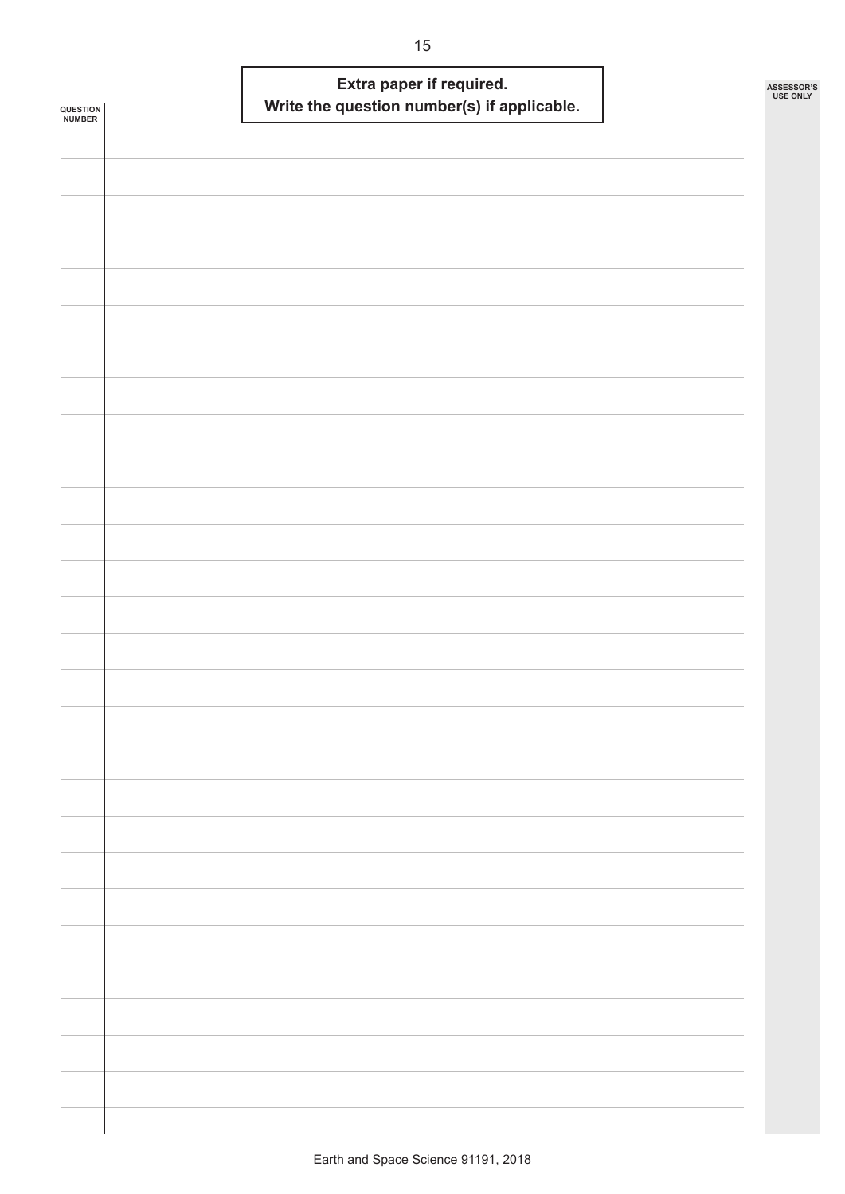**Extra paper if required.**
**Write the question number(s) if applicable.**

QUESTION NUMBER

ASSESSOR'S USE ONLY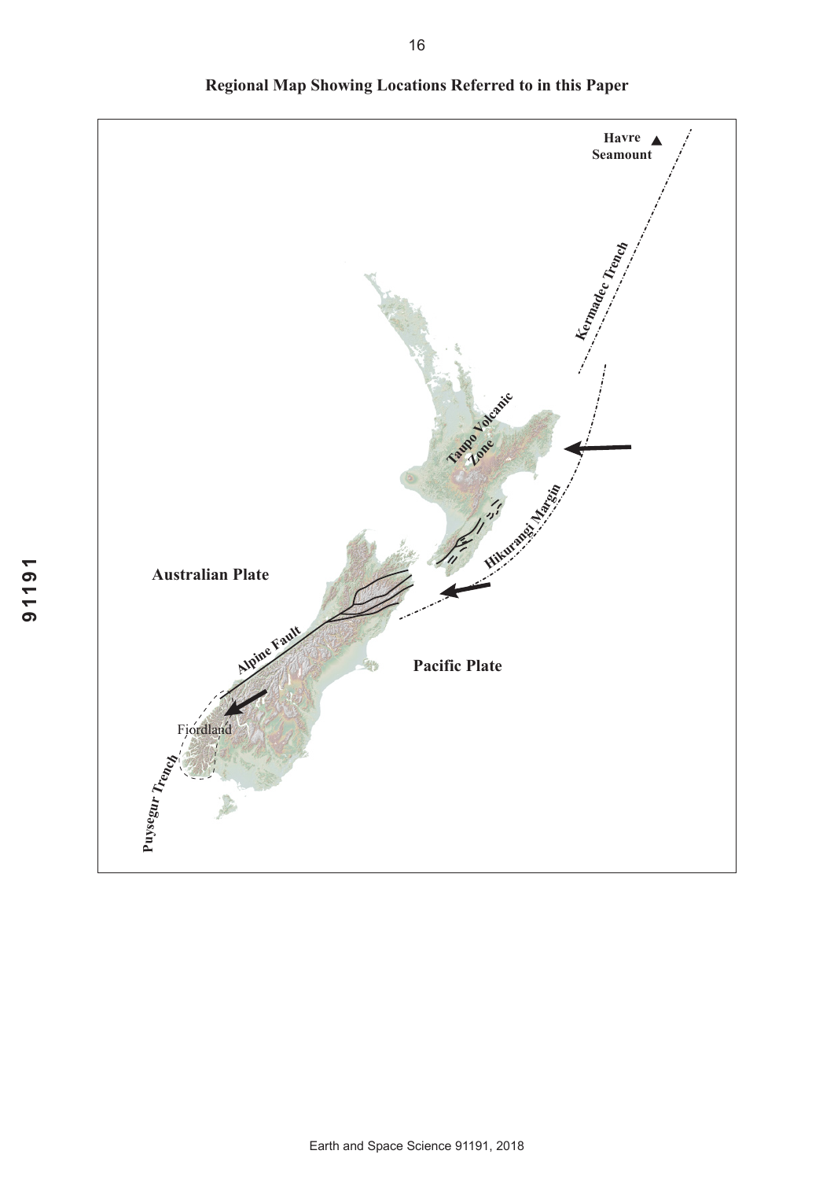## Regional Map Showing Locations Referred to in this Paper

Havre Seamount

Kermadec Trench

Taupo Volcanic Zone

Hikurangi Margin

Australian Plate

Alpine Fault

Pacific Plate

Fiordland

Puysegur Trench